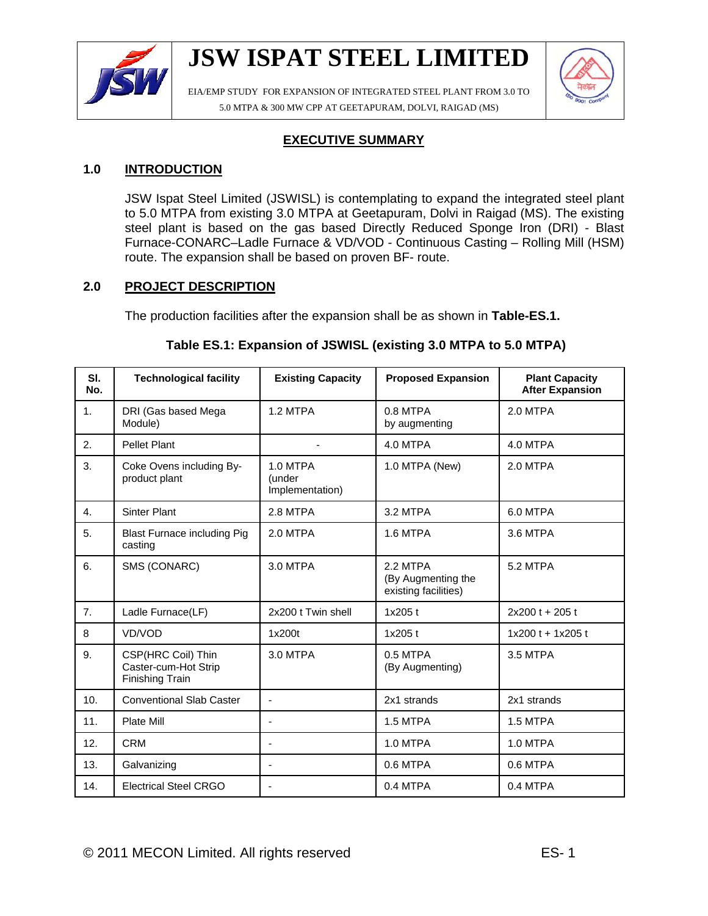# EXECUTIVE SUMMARY

## 1.0 INTRODUCTION

JSW Ispat Steel Limited (JSWISL) is contemplating to expand the integrated steel plant to 5.0 MTPA from existing 3.0 MTPA at Geetapuram, Dolvi in Raigad (MS). The existing steel plant is based on the gas based Directly Reduced Sponge Iron (DRI) - Blast Furnace-CONARC–Ladle Furnace & VD/VOD - Continuous Casting – Rolling Mill (HSM) route. The expansion shall be based on proven BF- route.

## 2.0 PROJECT DESCRIPTION

The production facilities after the expansion shall be as shown in **Table-ES.1.**

**Table ES.1: Expansion of JSWISL (existing 3.0 MTPA to 5.0 MTPA)**

| Sl. No. | Technological facility | Existing Capacity | Proposed Expansion | Plant Capacity After Expansion |
|---|---|---|---|---|
| 1. | DRI (Gas based Mega Module) | 1.2 MTPA | 0.8 MTPA by augmenting | 2.0 MTPA |
| 2. | Pellet Plant | - | 4.0 MTPA | 4.0 MTPA |
| 3. | Coke Ovens including By-product plant | 1.0 MTPA (under Implementation) | 1.0 MTPA (New) | 2.0 MTPA |
| 4. | Sinter Plant | 2.8 MTPA | 3.2 MTPA | 6.0 MTPA |
| 5. | Blast Furnace including Pig casting | 2.0 MTPA | 1.6 MTPA | 3.6 MTPA |
| 6. | SMS (CONARC) | 3.0 MTPA | 2.2 MTPA (By Augmenting the existing facilities) | 5.2 MTPA |
| 7. | Ladle Furnace(LF) | 2x200 t Twin shell | 1x205 t | 2x200 t + 205 t |
| 8 | VD/VOD | 1x200t | 1x205 t | 1x200 t + 1x205 t |
| 9. | CSP(HRC Coil) Thin Caster-cum-Hot Strip Finishing Train | 3.0 MTPA | 0.5 MTPA (By Augmenting) | 3.5 MTPA |
| 10. | Conventional Slab Caster | - | 2x1 strands | 2x1 strands |
| 11. | Plate Mill | - | 1.5 MTPA | 1.5 MTPA |
| 12. | CRM | - | 1.0 MTPA | 1.0 MTPA |
| 13. | Galvanizing | - | 0.6 MTPA | 0.6 MTPA |
| 14. | Electrical Steel CRGO | - | 0.4 MTPA | 0.4 MTPA |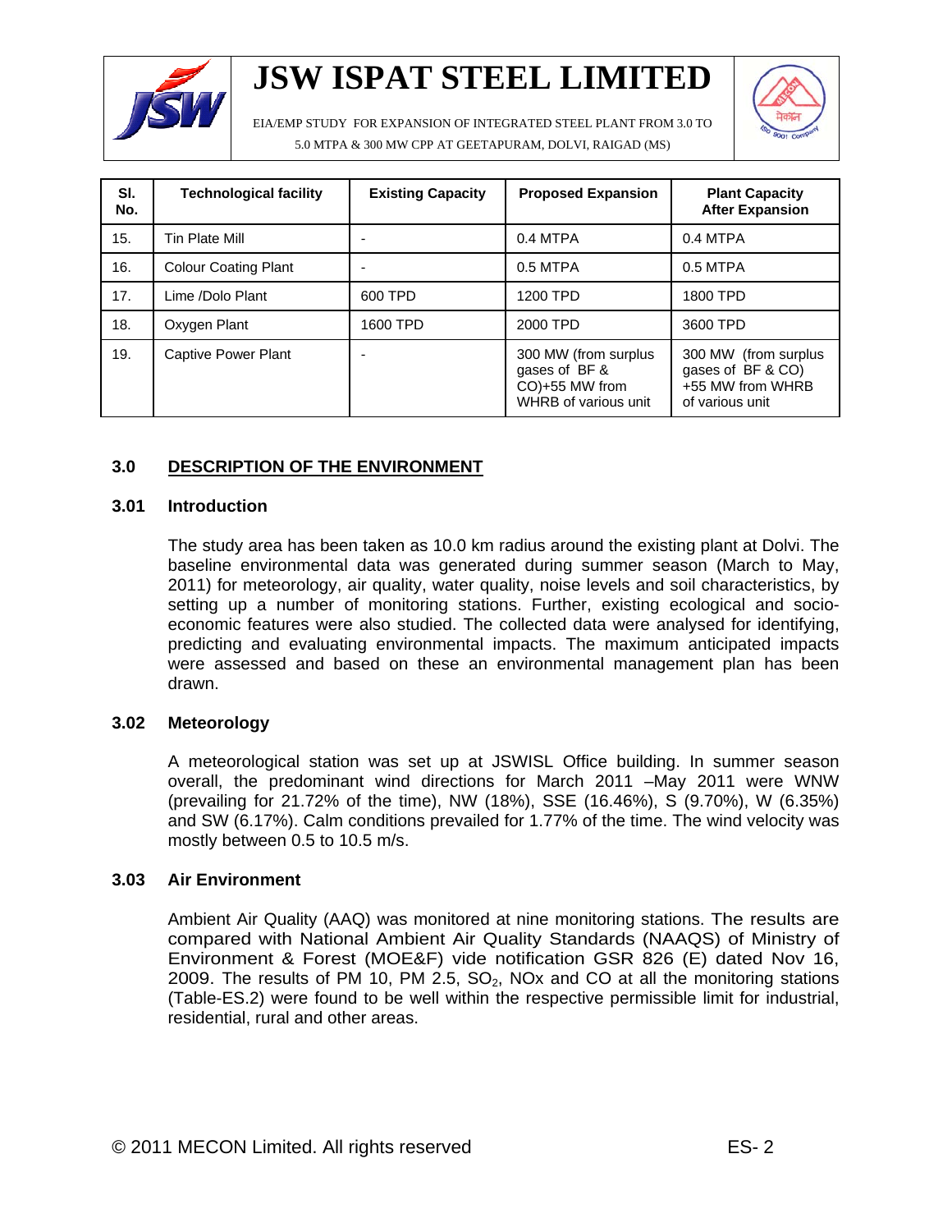| Sl. No. | Technological facility | Existing Capacity | Proposed Expansion | Plant Capacity After Expansion |
|---|---|---|---|---|
| 15. | Tin Plate Mill | - | 0.4 MTPA | 0.4 MTPA |
| 16. | Colour Coating Plant | - | 0.5 MTPA | 0.5 MTPA |
| 17. | Lime /Dolo Plant | 600 TPD | 1200 TPD | 1800 TPD |
| 18. | Oxygen Plant | 1600 TPD | 2000 TPD | 3600 TPD |
| 19. | Captive Power Plant | - | 300 MW (from surplus gases of BF & CO)+55 MW from WHRB of various unit | 300 MW (from surplus gases of BF & CO) +55 MW from WHRB of various unit |

## 3.0 DESCRIPTION OF THE ENVIRONMENT

### 3.01 Introduction

The study area has been taken as 10.0 km radius around the existing plant at Dolvi. The baseline environmental data was generated during summer season (March to May, 2011) for meteorology, air quality, water quality, noise levels and soil characteristics, by setting up a number of monitoring stations. Further, existing ecological and socio-economic features were also studied. The collected data were analysed for identifying, predicting and evaluating environmental impacts. The maximum anticipated impacts were assessed and based on these an environmental management plan has been drawn.

### 3.02 Meteorology

A meteorological station was set up at JSWISL Office building. In summer season overall, the predominant wind directions for March 2011 –May 2011 were WNW (prevailing for 21.72% of the time), NW (18%), SSE (16.46%), S (9.70%), W (6.35%) and SW (6.17%). Calm conditions prevailed for 1.77% of the time. The wind velocity was mostly between 0.5 to 10.5 m/s.

### 3.03 Air Environment

Ambient Air Quality (AAQ) was monitored at nine monitoring stations. The results are compared with National Ambient Air Quality Standards (NAAQS) of Ministry of Environment & Forest (MOE&F) vide notification GSR 826 (E) dated Nov 16, 2009. The results of PM 10, PM 2.5, $SO_2$, NOx and CO at all the monitoring stations (Table-ES.2) were found to be well within the respective permissible limit for industrial, residential, rural and other areas.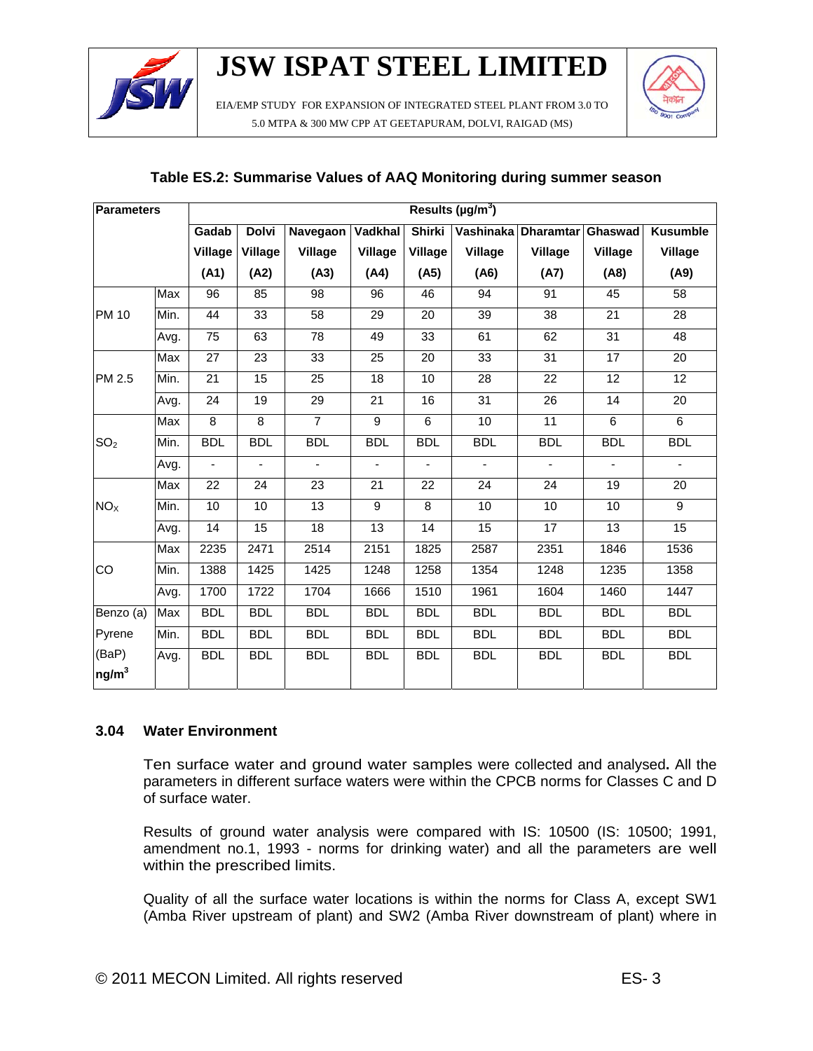**Table ES.2: Summarise Values of AAQ Monitoring during summer season**

| Parameters | | Results (µg/m³) | | | | | | | | |
|---|---|---|---|---|---|---|---|---|---|---|
| | | Gadab Village (A1) | Dolvi Village (A2) | Navegaon Village (A3) | Vadkhal Village (A4) | Shirki Village (A5) | Vashinaka Village (A6) | Dharamtar Village (A7) | Ghaswad Village (A8) | Kusumble Village (A9) |
| PM 10 | Max | 96 | 85 | 98 | 96 | 46 | 94 | 91 | 45 | 58 |
| | Min. | 44 | 33 | 58 | 29 | 20 | 39 | 38 | 21 | 28 |
| | Avg. | 75 | 63 | 78 | 49 | 33 | 61 | 62 | 31 | 48 |
| PM 2.5 | Max | 27 | 23 | 33 | 25 | 20 | 33 | 31 | 17 | 20 |
| | Min. | 21 | 15 | 25 | 18 | 10 | 28 | 22 | 12 | 12 |
| | Avg. | 24 | 19 | 29 | 21 | 16 | 31 | 26 | 14 | 20 |
| $SO_2$ | Max | 8 | 8 | 7 | 9 | 6 | 10 | 11 | 6 | 6 |
| | Min. | BDL | BDL | BDL | BDL | BDL | BDL | BDL | BDL | BDL |
| | Avg. | - | - | - | - | - | - | - | - | - |
| $NO_X$ | Max | 22 | 24 | 23 | 21 | 22 | 24 | 24 | 19 | 20 |
| | Min. | 10 | 10 | 13 | 9 | 8 | 10 | 10 | 10 | 9 |
| | Avg. | 14 | 15 | 18 | 13 | 14 | 15 | 17 | 13 | 15 |
| CO | Max | 2235 | 2471 | 2514 | 2151 | 1825 | 2587 | 2351 | 1846 | 1536 |
| | Min. | 1388 | 1425 | 1425 | 1248 | 1258 | 1354 | 1248 | 1235 | 1358 |
| | Avg. | 1700 | 1722 | 1704 | 1666 | 1510 | 1961 | 1604 | 1460 | 1447 |
| Benzo (a) Pyrene (BaP) ng/m³ | Max | BDL | BDL | BDL | BDL | BDL | BDL | BDL | BDL | BDL |
| | Min. | BDL | BDL | BDL | BDL | BDL | BDL | BDL | BDL | BDL |
| | Avg. | BDL | BDL | BDL | BDL | BDL | BDL | BDL | BDL | BDL |

### 3.04 Water Environment

Ten surface water and ground water samples were collected and analysed**.** All the parameters in different surface waters were within the CPCB norms for Classes C and D of surface water.

Results of ground water analysis were compared with IS: 10500 (IS: 10500; 1991, amendment no.1, 1993 - norms for drinking water) and all the parameters are well within the prescribed limits.

Quality of all the surface water locations is within the norms for Class A, except SW1 (Amba River upstream of plant) and SW2 (Amba River downstream of plant) where in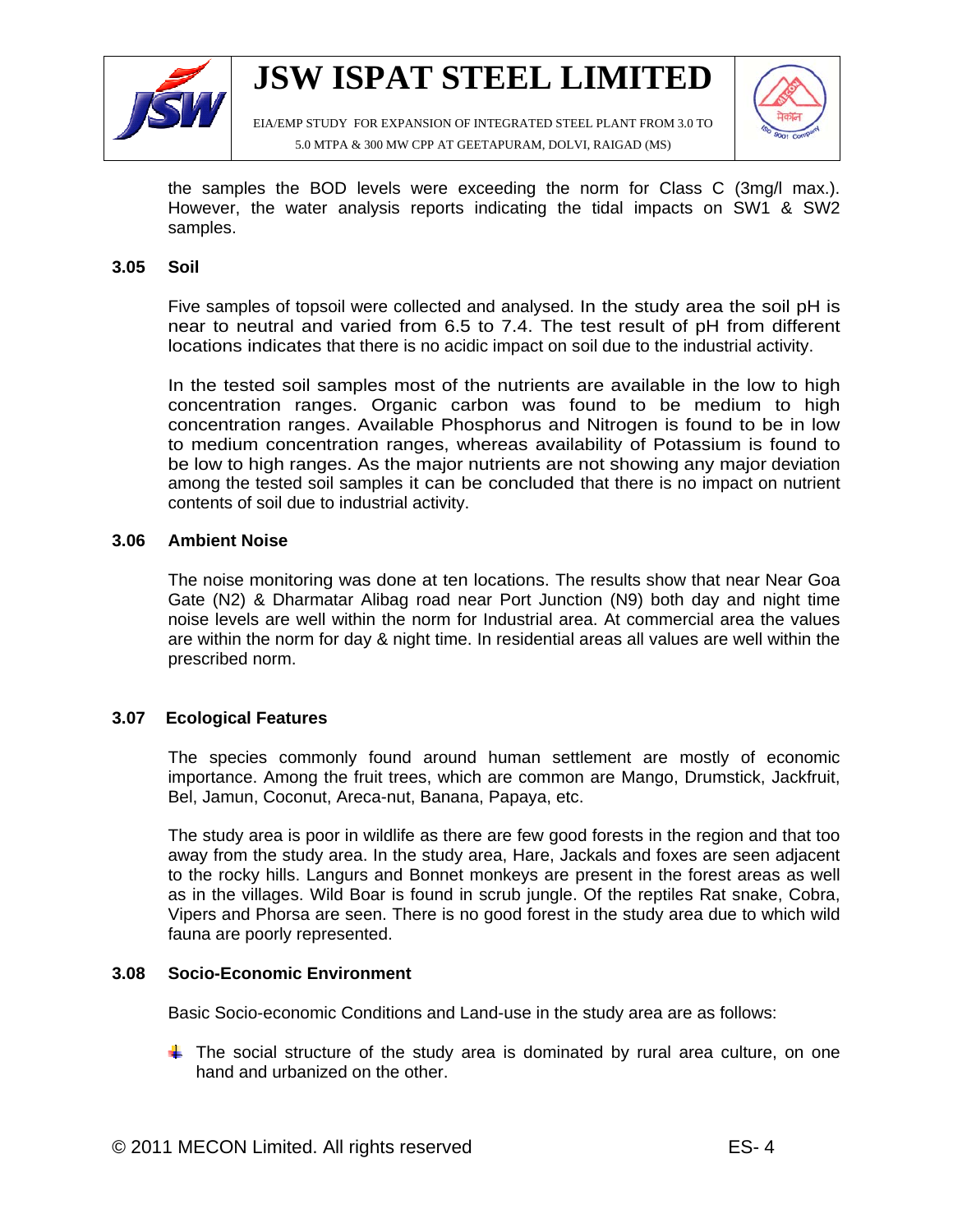the samples the BOD levels were exceeding the norm for Class C (3mg/l max.). However, the water analysis reports indicating the tidal impacts on SW1 & SW2 samples.

## 3.05 Soil

Five samples of topsoil were collected and analysed. In the study area the soil pH is near to neutral and varied from 6.5 to 7.4. The test result of pH from different locations indicates that there is no acidic impact on soil due to the industrial activity.

In the tested soil samples most of the nutrients are available in the low to high concentration ranges. Organic carbon was found to be medium to high concentration ranges. Available Phosphorus and Nitrogen is found to be in low to medium concentration ranges, whereas availability of Potassium is found to be low to high ranges. As the major nutrients are not showing any major deviation among the tested soil samples it can be concluded that there is no impact on nutrient contents of soil due to industrial activity.

## 3.06 Ambient Noise

The noise monitoring was done at ten locations. The results show that near Near Goa Gate (N2) & Dharmatar Alibag road near Port Junction (N9) both day and night time noise levels are well within the norm for Industrial area. At commercial area the values are within the norm for day & night time. In residential areas all values are well within the prescribed norm.

## 3.07 Ecological Features

The species commonly found around human settlement are mostly of economic importance. Among the fruit trees, which are common are Mango, Drumstick, Jackfruit, Bel, Jamun, Coconut, Areca-nut, Banana, Papaya, etc.

The study area is poor in wildlife as there are few good forests in the region and that too away from the study area. In the study area, Hare, Jackals and foxes are seen adjacent to the rocky hills. Langurs and Bonnet monkeys are present in the forest areas as well as in the villages. Wild Boar is found in scrub jungle. Of the reptiles Rat snake, Cobra, Vipers and Phorsa are seen. There is no good forest in the study area due to which wild fauna are poorly represented.

## 3.08 Socio-Economic Environment

Basic Socio-economic Conditions and Land-use in the study area are as follows:

- The social structure of the study area is dominated by rural area culture, on one hand and urbanized on the other.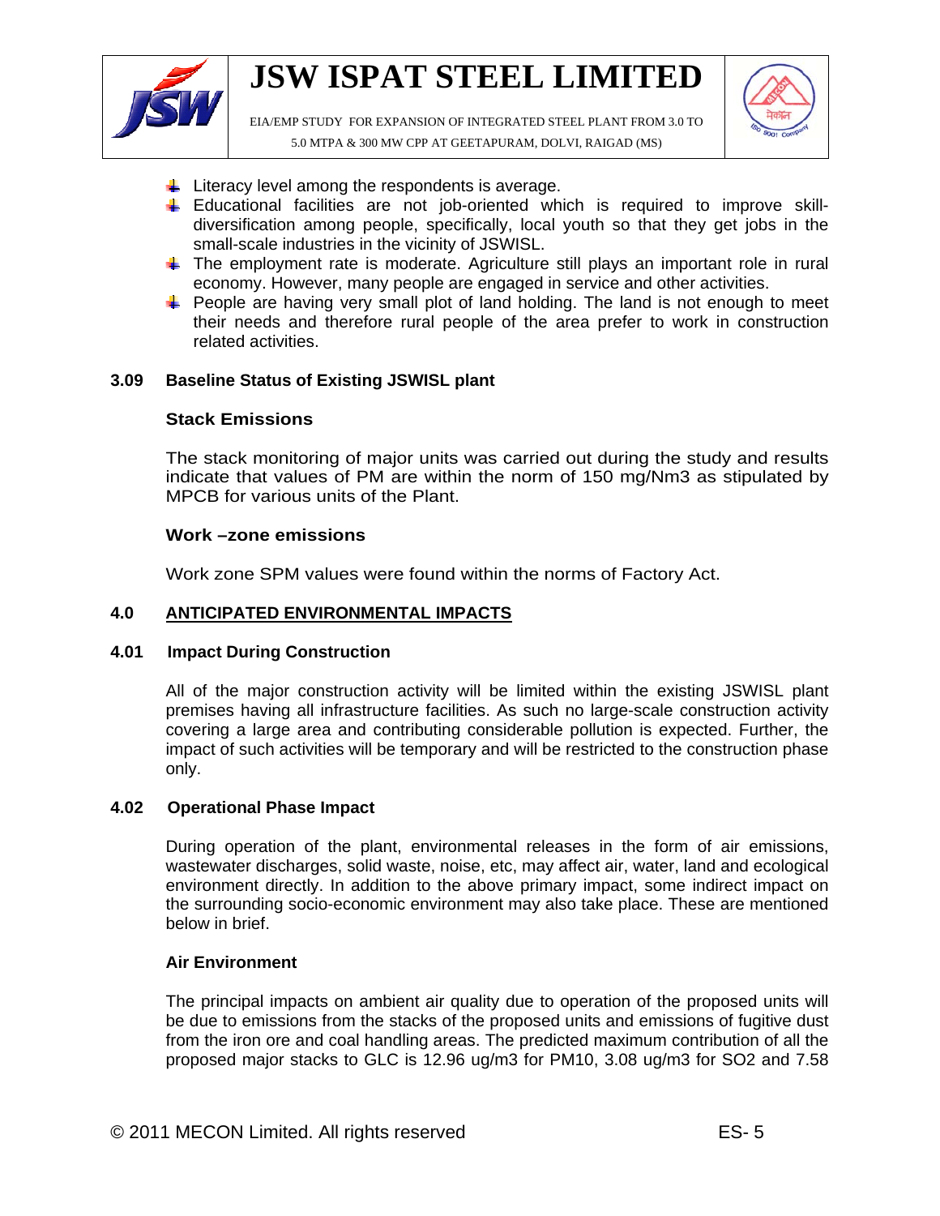- Literacy level among the respondents is average.
- Educational facilities are not job-oriented which is required to improve skill-diversification among people, specifically, local youth so that they get jobs in the small-scale industries in the vicinity of JSWISL.
- The employment rate is moderate. Agriculture still plays an important role in rural economy. However, many people are engaged in service and other activities.
- People are having very small plot of land holding. The land is not enough to meet their needs and therefore rural people of the area prefer to work in construction related activities.

### 3.09 Baseline Status of Existing JSWISL plant

**Stack Emissions**

The stack monitoring of major units was carried out during the study and results indicate that values of PM are within the norm of 150 mg/Nm3 as stipulated by MPCB for various units of the Plant.

**Work –zone emissions**

Work zone SPM values were found within the norms of Factory Act.

## 4.0 ANTICIPATED ENVIRONMENTAL IMPACTS

### 4.01 Impact During Construction

All of the major construction activity will be limited within the existing JSWISL plant premises having all infrastructure facilities. As such no large-scale construction activity covering a large area and contributing considerable pollution is expected. Further, the impact of such activities will be temporary and will be restricted to the construction phase only.

### 4.02 Operational Phase Impact

During operation of the plant, environmental releases in the form of air emissions, wastewater discharges, solid waste, noise, etc, may affect air, water, land and ecological environment directly. In addition to the above primary impact, some indirect impact on the surrounding socio-economic environment may also take place. These are mentioned below in brief.

**Air Environment**

The principal impacts on ambient air quality due to operation of the proposed units will be due to emissions from the stacks of the proposed units and emissions of fugitive dust from the iron ore and coal handling areas. The predicted maximum contribution of all the proposed major stacks to GLC is 12.96 ug/m3 for PM10, 3.08 ug/m3 for $SO_2$ and 7.58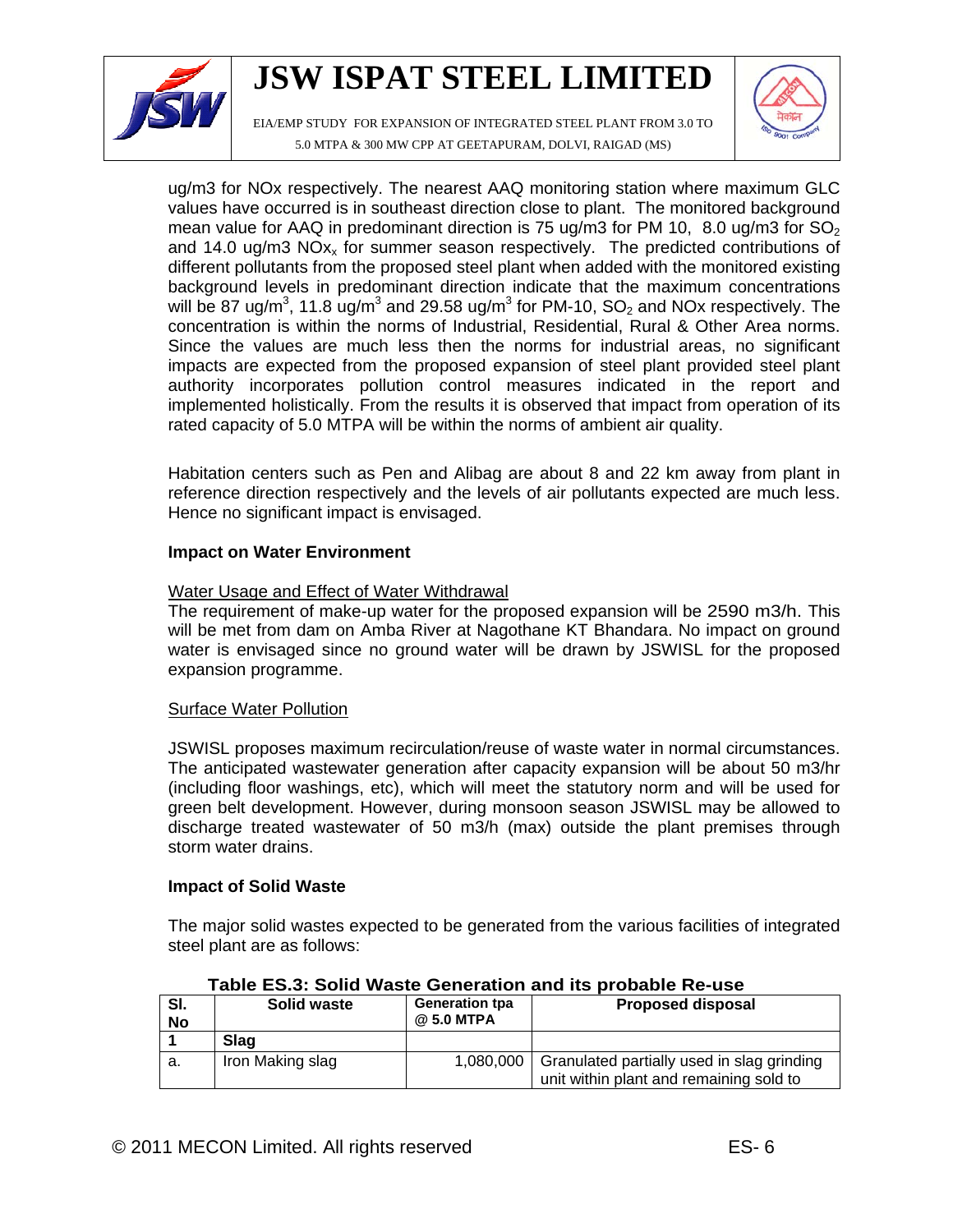ug/m3 for NOx respectively. The nearest AAQ monitoring station where maximum GLC values have occurred is in southeast direction close to plant. The monitored background mean value for AAQ in predominant direction is 75 ug/m3 for PM 10, 8.0 ug/m3 for $SO_2$ and 14.0 ug/m3 $NOx_x$ for summer season respectively. The predicted contributions of different pollutants from the proposed steel plant when added with the monitored existing background levels in predominant direction indicate that the maximum concentrations will be 87 ug/$m^3$, 11.8 ug/$m^3$ and 29.58 ug/$m^3$ for PM-10, $SO_2$ and NOx respectively. The concentration is within the norms of Industrial, Residential, Rural & Other Area norms. Since the values are much less then the norms for industrial areas, no significant impacts are expected from the proposed expansion of steel plant provided steel plant authority incorporates pollution control measures indicated in the report and implemented holistically. From the results it is observed that impact from operation of its rated capacity of 5.0 MTPA will be within the norms of ambient air quality.

Habitation centers such as Pen and Alibag are about 8 and 22 km away from plant in reference direction respectively and the levels of air pollutants expected are much less. Hence no significant impact is envisaged.

**Impact on Water Environment**

Water Usage and Effect of Water Withdrawal

The requirement of make-up water for the proposed expansion will be 2590 m3/h. This will be met from dam on Amba River at Nagothane KT Bhandara. No impact on ground water is envisaged since no ground water will be drawn by JSWISL for the proposed expansion programme.

Surface Water Pollution

JSWISL proposes maximum recirculation/reuse of waste water in normal circumstances. The anticipated wastewater generation after capacity expansion will be about 50 m3/hr (including floor washings, etc), which will meet the statutory norm and will be used for green belt development. However, during monsoon season JSWISL may be allowed to discharge treated wastewater of 50 m3/h (max) outside the plant premises through storm water drains.

**Impact of Solid Waste**

The major solid wastes expected to be generated from the various facilities of integrated steel plant are as follows:

**Table ES.3: Solid Waste Generation and its probable Re-use**

| Sl. No | Solid waste | Generation tpa @ 5.0 MTPA | Proposed disposal |
|---|---|---|---|
| 1 | **Slag** | | |
| a. | Iron Making slag | 1,080,000 | Granulated partially used in slag grinding unit within plant and remaining sold to |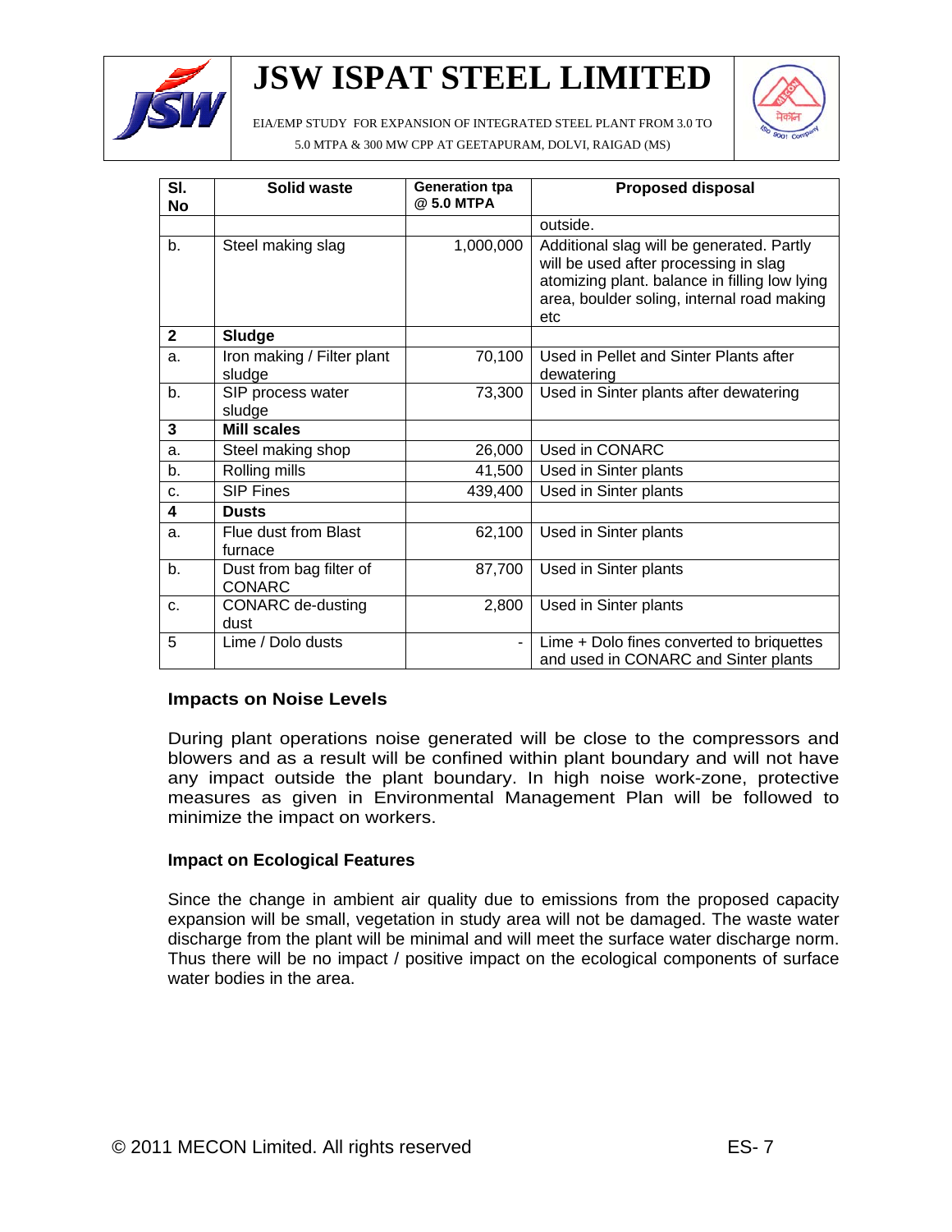| Sl. No | Solid waste | Generation tpa @ 5.0 MTPA | Proposed disposal |
|---|---|---|---|
| | | | outside. |
| b. | Steel making slag | 1,000,000 | Additional slag will be generated. Partly will be used after processing in slag atomizing plant. balance in filling low lying area, boulder soling, internal road making etc |
| **2** | **Sludge** | | |
| a. | Iron making / Filter plant sludge | 70,100 | Used in Pellet and Sinter Plants after dewatering |
| b. | SIP process water sludge | 73,300 | Used in Sinter plants after dewatering |
| **3** | **Mill scales** | | |
| a. | Steel making shop | 26,000 | Used in CONARC |
| b. | Rolling mills | 41,500 | Used in Sinter plants |
| c. | SIP Fines | 439,400 | Used in Sinter plants |
| **4** | **Dusts** | | |
| a. | Flue dust from Blast furnace | 62,100 | Used in Sinter plants |
| b. | Dust from bag filter of CONARC | 87,700 | Used in Sinter plants |
| c. | CONARC de-dusting dust | 2,800 | Used in Sinter plants |
| 5 | Lime / Dolo dusts | - | Lime + Dolo fines converted to briquettes and used in CONARC and Sinter plants |

### Impacts on Noise Levels

During plant operations noise generated will be close to the compressors and blowers and as a result will be confined within plant boundary and will not have any impact outside the plant boundary. In high noise work-zone, protective measures as given in Environmental Management Plan will be followed to minimize the impact on workers.

### Impact on Ecological Features

Since the change in ambient air quality due to emissions from the proposed capacity expansion will be small, vegetation in study area will not be damaged. The waste water discharge from the plant will be minimal and will meet the surface water discharge norm. Thus there will be no impact / positive impact on the ecological components of surface water bodies in the area.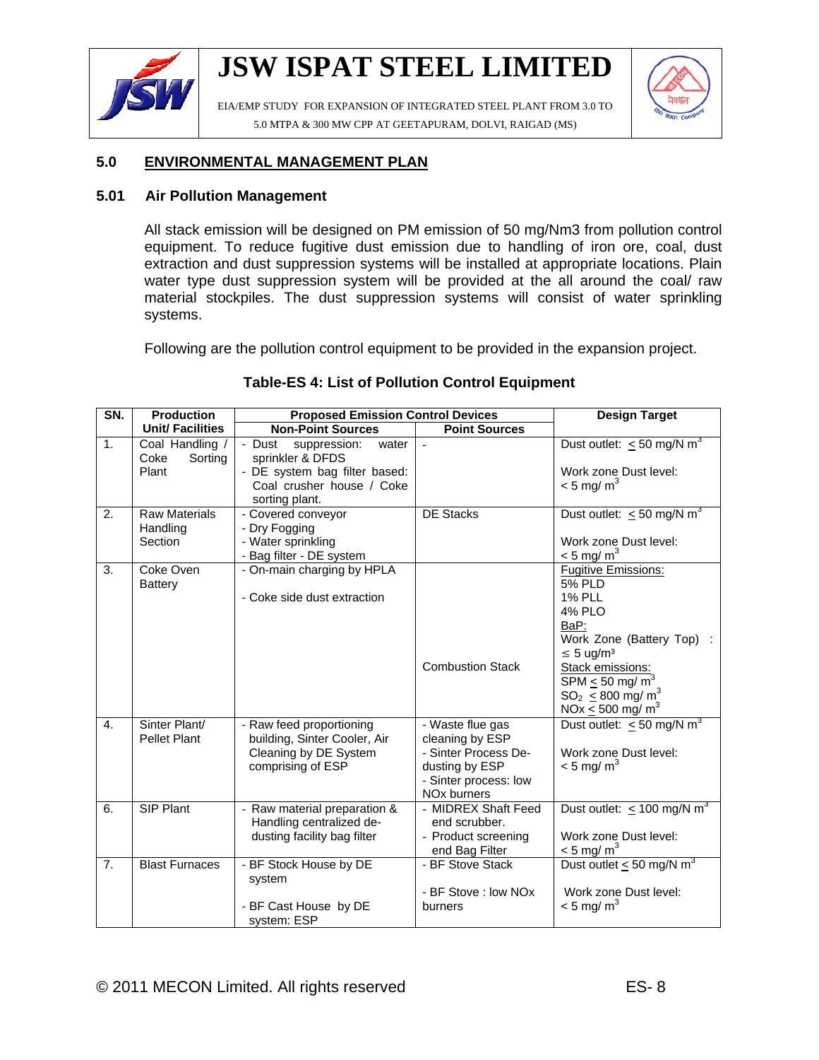## 5.0 ENVIRONMENTAL MANAGEMENT PLAN

### 5.01 Air Pollution Management

All stack emission will be designed on PM emission of 50 mg/Nm3 from pollution control equipment. To reduce fugitive dust emission due to handling of iron ore, coal, dust extraction and dust suppression systems will be installed at appropriate locations. Plain water type dust suppression system will be provided at the all around the coal/ raw material stockpiles. The dust suppression systems will consist of water sprinkling systems.

Following are the pollution control equipment to be provided in the expansion project.

**Table-ES 4: List of Pollution Control Equipment**

| SN. | Production Unit/ Facilities | Proposed Emission Control Devices | | Design Target |
|---|---|---|---|---|
| | | Non-Point Sources | Point Sources | |
| 1. | Coal Handling / Coke Sorting Plant | - Dust suppression: water sprinkler & DFDS<br>- DE system bag filter based: Coal crusher house / Coke sorting plant. | - | Dust outlet: $\leq$ 50 mg/N $m^3$<br><br>Work zone Dust level: < 5 mg/ $m^3$ |
| 2. | Raw Materials Handling Section | - Covered conveyor<br>- Dry Fogging<br>- Water sprinkling<br>- Bag filter - DE system | DE Stacks | Dust outlet: $\leq$ 50 mg/N $m^3$<br><br>Work zone Dust level: < 5 mg/ $m^3$ |
| 3. | Coke Oven Battery | - On-main charging by HPLA<br><br>- Coke side dust extraction | Combustion Stack | Fugitive Emissions:<br>5% PLD<br>1% PLL<br>4% PLO<br>BaP:<br>Work Zone (Battery Top) : $\leq$ 5 ug/m³<br>Stack emissions:<br>SPM $\leq$ 50 mg/ $m^3$<br>$SO_2$ $\leq$ 800 mg/ $m^3$<br>NOx $\leq$ 500 mg/ $m^3$ |
| 4. | Sinter Plant/ Pellet Plant | - Raw feed proportioning building, Sinter Cooler, Air Cleaning by DE System comprising of ESP | - Waste flue gas cleaning by ESP<br>- Sinter Process De-dusting by ESP<br>- Sinter process: low NOx burners | Dust outlet: $\leq$ 50 mg/N $m^3$<br><br>Work zone Dust level: < 5 mg/ $m^3$ |
| 6. | SIP Plant | - Raw material preparation & Handling centralized de-dusting facility bag filter | - MIDREX Shaft Feed end scrubber.<br>- Product screening end Bag Filter | Dust outlet: $\leq$ 100 mg/N $m^3$<br><br>Work zone Dust level: < 5 mg/ $m^3$ |
| 7. | Blast Furnaces | - BF Stock House by DE system<br><br>- BF Cast House by DE system: ESP | - BF Stove Stack<br><br>- BF Stove : low NOx burners | Dust outlet $\leq$ 50 mg/N $m^3$<br><br>Work zone Dust level: < 5 mg/ $m^3$ |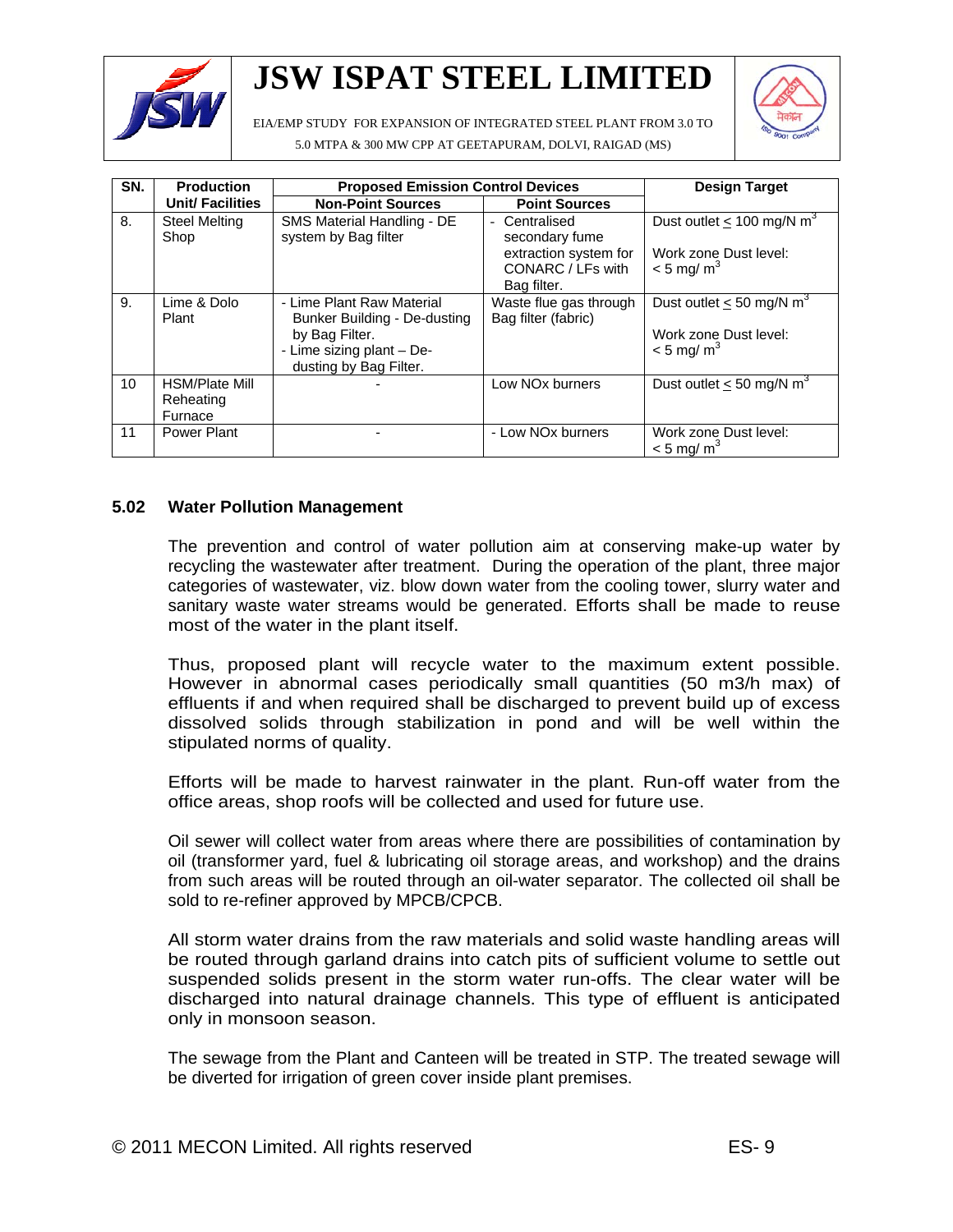| SN. | Production Unit/ Facilities | Proposed Emission Control Devices | | Design Target |
|---|---|---|---|---|
| | | Non-Point Sources | Point Sources | |
| 8. | Steel Melting Shop | SMS Material Handling - DE system by Bag filter | - Centralised secondary fume extraction system for CONARC / LFs with Bag filter. | Dust outlet ≤ 100 mg/N $m^3$<br><br>Work zone Dust level: < 5 mg/ $m^3$ |
| 9. | Lime & Dolo Plant | - Lime Plant Raw Material Bunker Building - De-dusting by Bag Filter.<br>- Lime sizing plant – De-dusting by Bag Filter. | Waste flue gas through Bag filter (fabric) | Dust outlet ≤ 50 mg/N $m^3$<br><br>Work zone Dust level: < 5 mg/ $m^3$ |
| 10 | HSM/Plate Mill Reheating Furnace | - | Low NOx burners | Dust outlet ≤ 50 mg/N $m^3$ |
| 11 | Power Plant | - | - Low NOx burners | Work zone Dust level: < 5 mg/ $m^3$ |

## 5.02 Water Pollution Management

The prevention and control of water pollution aim at conserving make-up water by recycling the wastewater after treatment. During the operation of the plant, three major categories of wastewater, viz. blow down water from the cooling tower, slurry water and sanitary waste water streams would be generated. Efforts shall be made to reuse most of the water in the plant itself.

Thus, proposed plant will recycle water to the maximum extent possible. However in abnormal cases periodically small quantities (50 m3/h max) of effluents if and when required shall be discharged to prevent build up of excess dissolved solids through stabilization in pond and will be well within the stipulated norms of quality.

Efforts will be made to harvest rainwater in the plant. Run-off water from the office areas, shop roofs will be collected and used for future use.

Oil sewer will collect water from areas where there are possibilities of contamination by oil (transformer yard, fuel & lubricating oil storage areas, and workshop) and the drains from such areas will be routed through an oil-water separator. The collected oil shall be sold to re-refiner approved by MPCB/CPCB.

All storm water drains from the raw materials and solid waste handling areas will be routed through garland drains into catch pits of sufficient volume to settle out suspended solids present in the storm water run-offs. The clear water will be discharged into natural drainage channels. This type of effluent is anticipated only in monsoon season.

The sewage from the Plant and Canteen will be treated in STP. The treated sewage will be diverted for irrigation of green cover inside plant premises.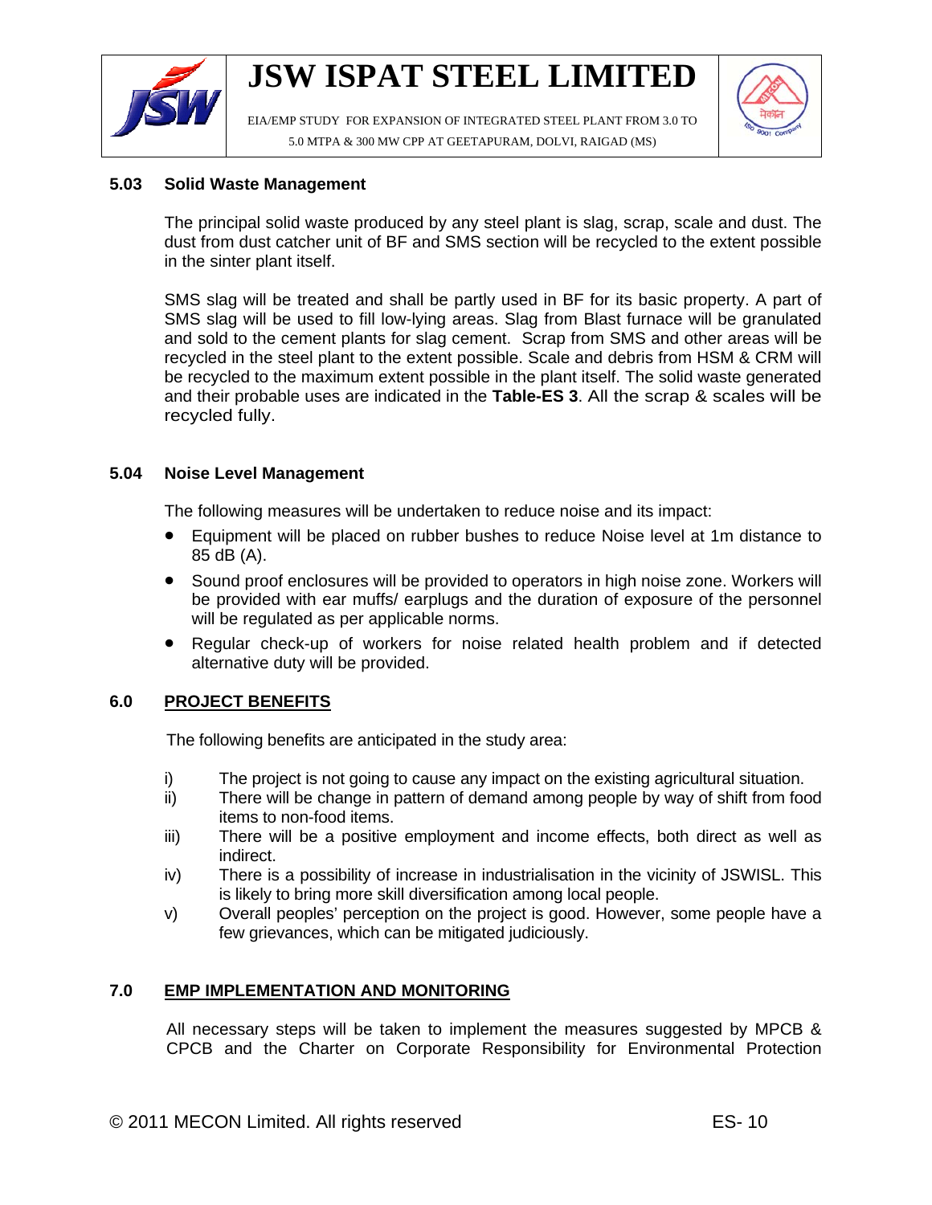### 5.03 Solid Waste Management

The principal solid waste produced by any steel plant is slag, scrap, scale and dust. The dust from dust catcher unit of BF and SMS section will be recycled to the extent possible in the sinter plant itself.

SMS slag will be treated and shall be partly used in BF for its basic property. A part of SMS slag will be used to fill low-lying areas. Slag from Blast furnace will be granulated and sold to the cement plants for slag cement. Scrap from SMS and other areas will be recycled in the steel plant to the extent possible. Scale and debris from HSM & CRM will be recycled to the maximum extent possible in the plant itself. The solid waste generated and their probable uses are indicated in the **Table-ES 3**. All the scrap & scales will be recycled fully.

### 5.04 Noise Level Management

The following measures will be undertaken to reduce noise and its impact:

- Equipment will be placed on rubber bushes to reduce Noise level at 1m distance to 85 dB (A).
- Sound proof enclosures will be provided to operators in high noise zone. Workers will be provided with ear muffs/ earplugs and the duration of exposure of the personnel will be regulated as per applicable norms.
- Regular check-up of workers for noise related health problem and if detected alternative duty will be provided.

## 6.0 PROJECT BENEFITS

The following benefits are anticipated in the study area:

i) The project is not going to cause any impact on the existing agricultural situation.

ii) There will be change in pattern of demand among people by way of shift from food items to non-food items.

iii) There will be a positive employment and income effects, both direct as well as indirect.

iv) There is a possibility of increase in industrialisation in the vicinity of JSWISL. This is likely to bring more skill diversification among local people.

v) Overall peoples' perception on the project is good. However, some people have a few grievances, which can be mitigated judiciously.

## 7.0 EMP IMPLEMENTATION AND MONITORING

All necessary steps will be taken to implement the measures suggested by MPCB & CPCB and the Charter on Corporate Responsibility for Environmental Protection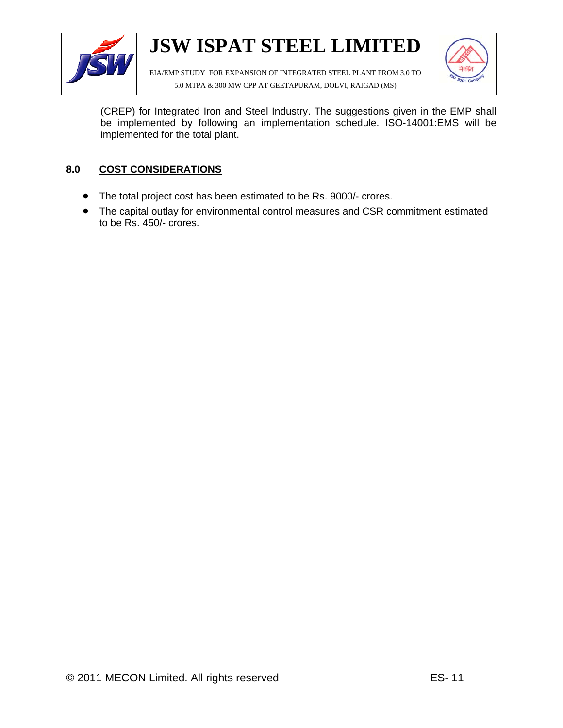(CREP) for Integrated Iron and Steel Industry. The suggestions given in the EMP shall be implemented by following an implementation schedule. ISO-14001:EMS will be implemented for the total plant.

## 8.0 COST CONSIDERATIONS

- The total project cost has been estimated to be Rs. 9000/- crores.
- The capital outlay for environmental control measures and CSR commitment estimated to be Rs. 450/- crores.